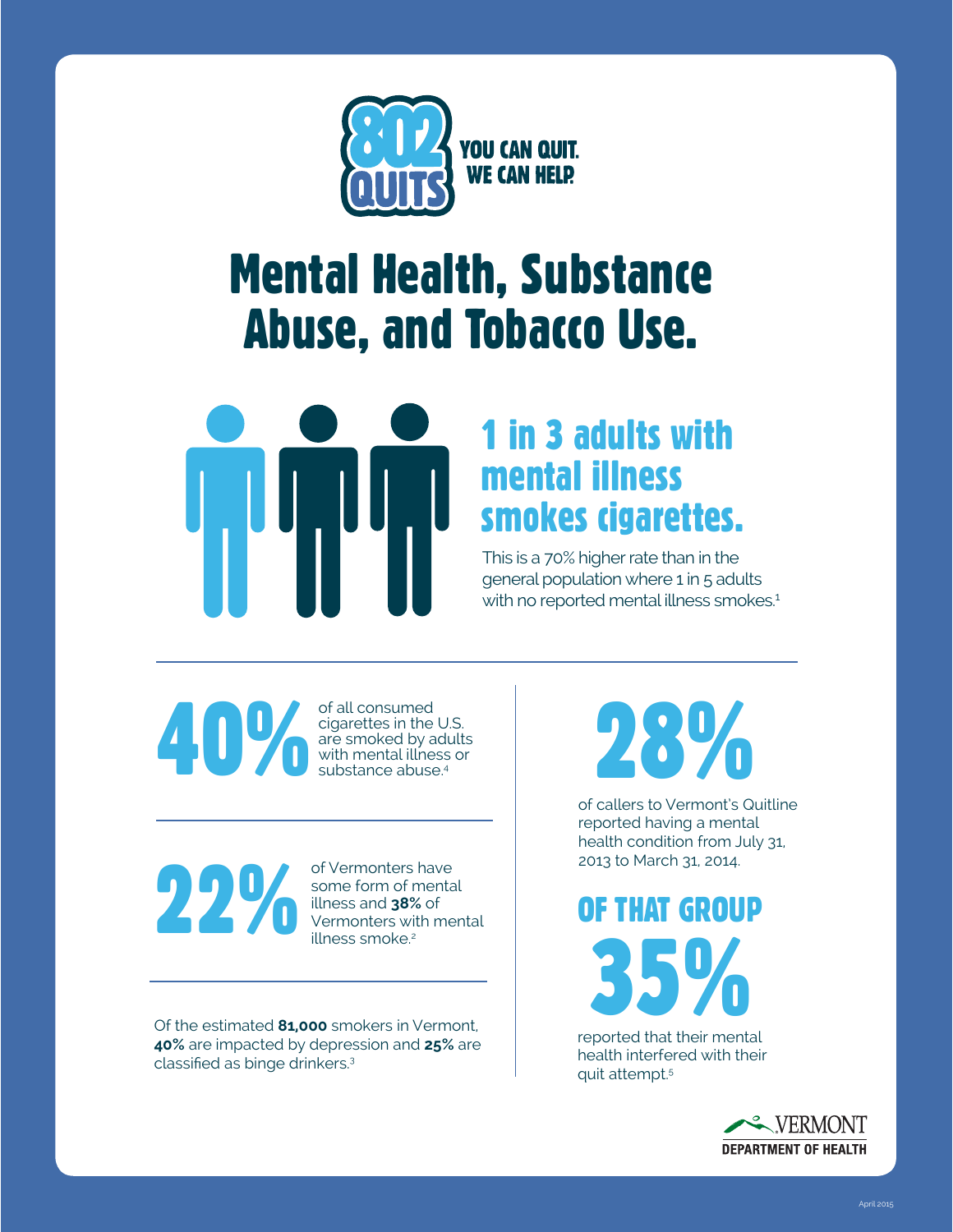802 QUITS

YOU CAN QUIT. WE CAN HELP.

# Mental Health, Substance Abuse, and Tobacco Use.

## 1 in 3 adults with mental illness smokes cigarettes.

This is a 70% higher rate than in the general population where 1 in 5 adults with no reported mental illness smokes.[1]

**40%** of all consumed cigarettes in the U.S. are smoked by adults with mental illness or substance abuse.[4]

**22%** of Vermonters have some form of mental illness and **38%** of Vermonters with mental illness smoke.[2]

Of the estimated **81,000** smokers in Vermont, **40%** are impacted by depression and **25%** are classified as binge drinkers.[3]

**28%** of callers to Vermont's Quitline reported having a mental health condition from July 31, 2013 to March 31, 2014.

**OF THAT GROUP 35%** reported that their mental health interfered with their quit attempt.[5]

VERMONT DEPARTMENT OF HEALTH

April 2015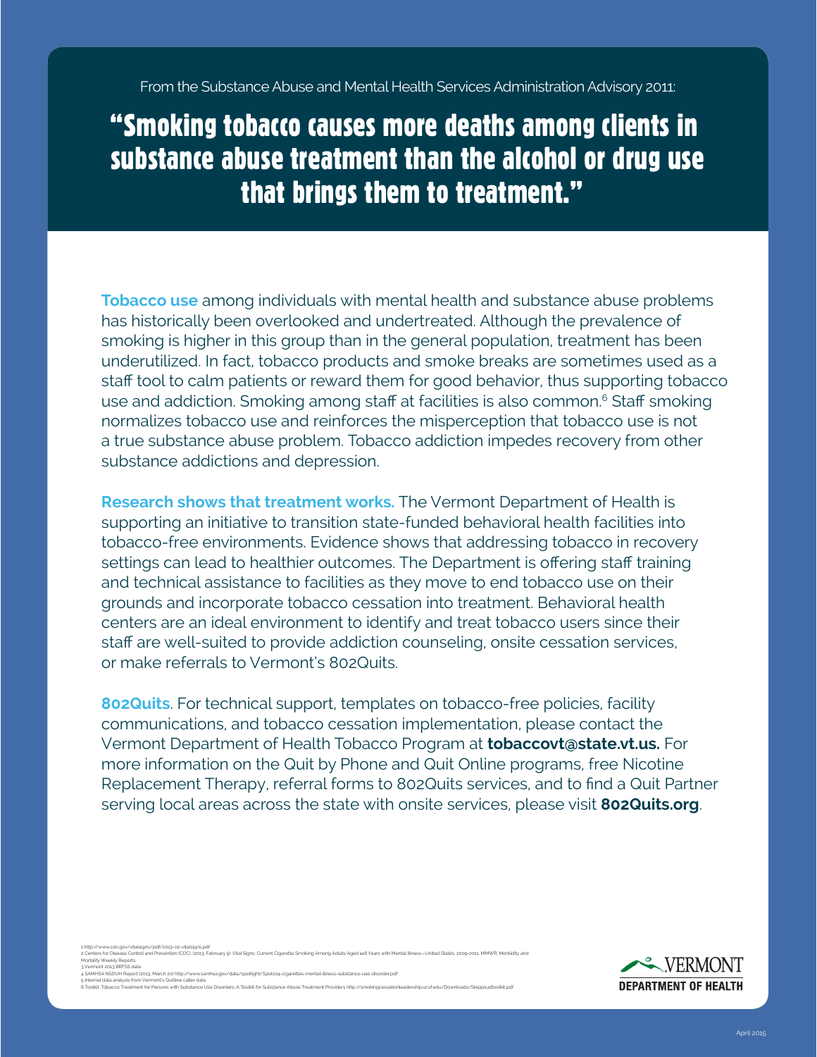From the Substance Abuse and Mental Health Services Administration Advisory 2011:

# "Smoking tobacco causes more deaths among clients in substance abuse treatment than the alcohol or drug use that brings them to treatment."

**Tobacco use** among individuals with mental health and substance abuse problems has historically been overlooked and undertreated. Although the prevalence of smoking is higher in this group than in the general population, treatment has been underutilized. In fact, tobacco products and smoke breaks are sometimes used as a staff tool to calm patients or reward them for good behavior, thus supporting tobacco use and addiction. Smoking among staff at facilities is also common.[6] Staff smoking normalizes tobacco use and reinforces the misperception that tobacco use is not a true substance abuse problem. Tobacco addiction impedes recovery from other substance addictions and depression.

**Research shows that treatment works.** The Vermont Department of Health is supporting an initiative to transition state-funded behavioral health facilities into tobacco-free environments. Evidence shows that addressing tobacco in recovery settings can lead to healthier outcomes. The Department is offering staff training and technical assistance to facilities as they move to end tobacco use on their grounds and incorporate tobacco cessation into treatment. Behavioral health centers are an ideal environment to identify and treat tobacco users since their staff are well-suited to provide addiction counseling, onsite cessation services, or make referrals to Vermont's 802Quits.

**802Quits**. For technical support, templates on tobacco-free policies, facility communications, and tobacco cessation implementation, please contact the Vermont Department of Health Tobacco Program at **tobaccovt@state.vt.us.** For more information on the Quit by Phone and Quit Online programs, free Nicotine Replacement Therapy, referral forms to 802Quits services, and to find a Quit Partner serving local areas across the state with onsite services, please visit **802Quits.org**.

1 http://www.cdc.gov/vitalsigns/pdf/2013-02-vitalsigns.pdf
2 Centers for Disease Control and Prevention (CDC). (2013, February 5). Vital Signs: Current Cigarette Smoking Among Adults Aged ≥18 Years with Mental Illness—United States, 2009-2011. MMWR. Morbidity and Mortality Weekly Reports.
3 Vermont 2013 BRFSS data
4 SAMHSA NSDUH Report (2013, March 20) http://www.samhsa.gov/data/spotlight/Spot104-cigarettes-mental-illness-substance-use-disorder.pdf
5 Internal data analysis from Vermont's Quitline caller data
6 Toolkit: Tobacco Treatment for Persons with Substance Use Disorders: A Toolkit for Substance Abuse Treatment Providers http://smokingcessationleadership.ucsf.edu/Downloads/Steppsudtoolkit.pdf

VERMONT
DEPARTMENT OF HEALTH

April 2015